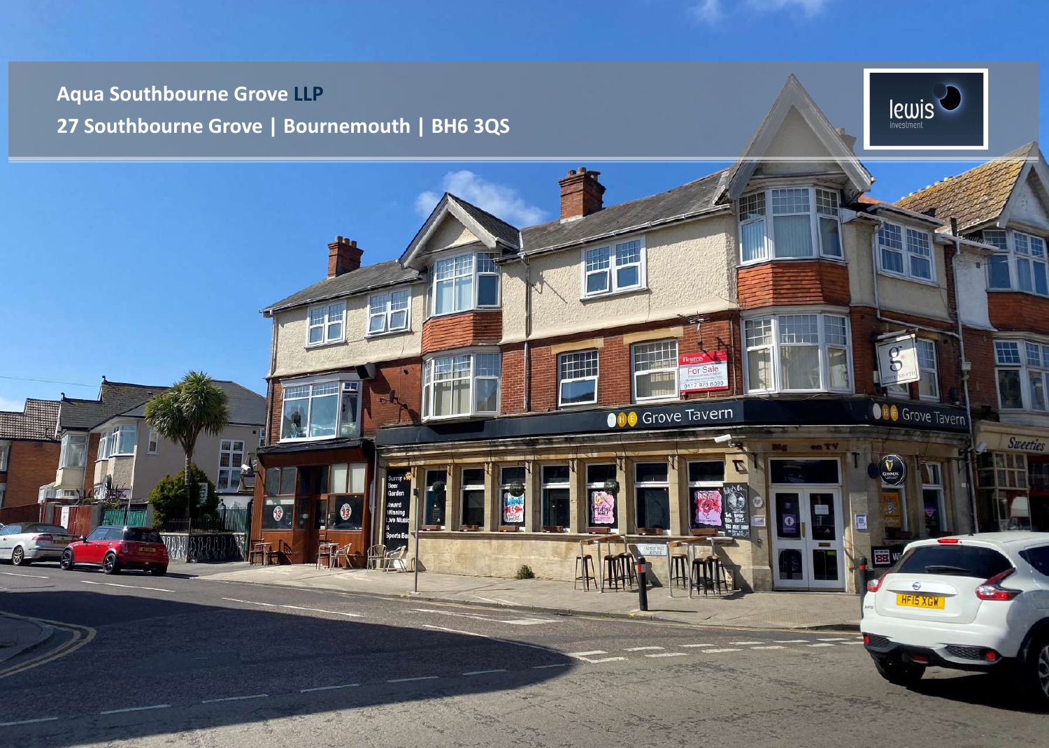**Aqua Southbourne Grove LLP**

**27 Southbourne Grove | Bournemouth | BH6 3QS**

lewis investment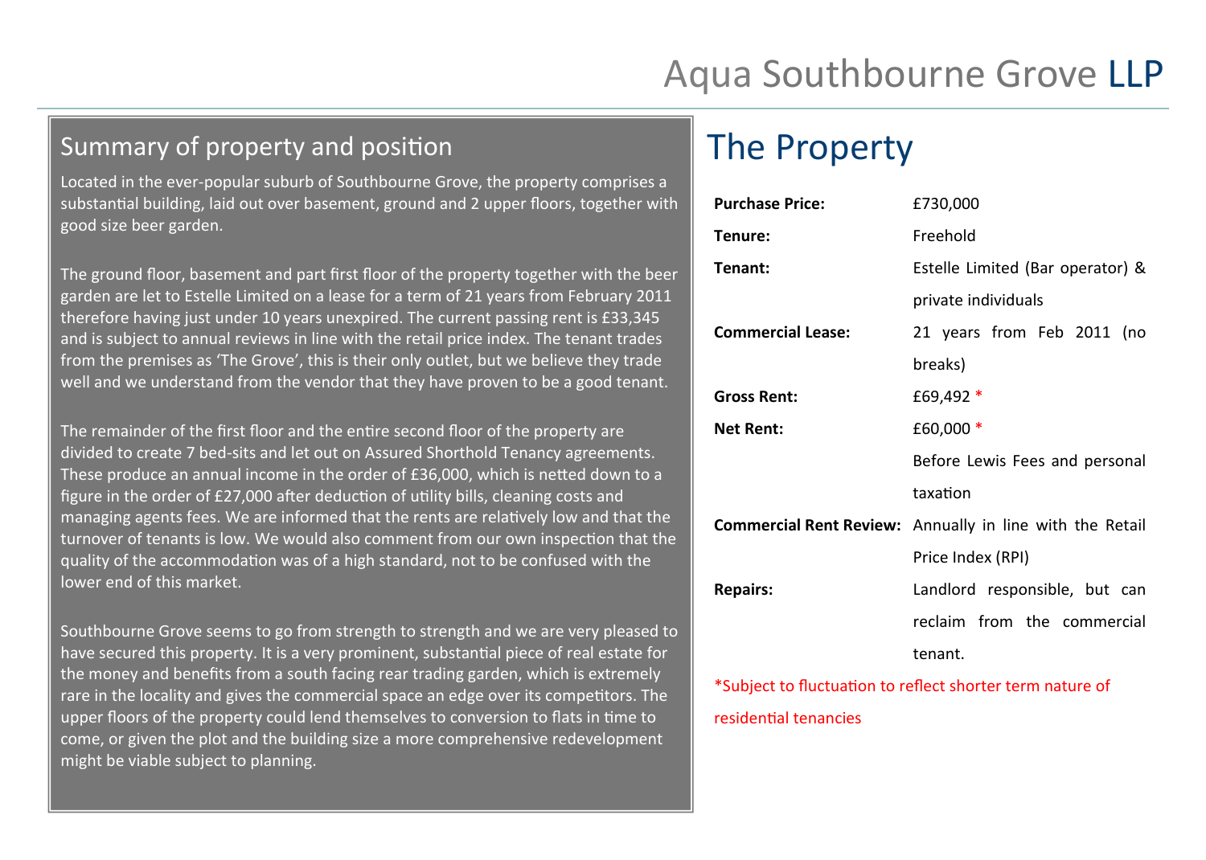# Aqua Southbourne Grove LLP

## Summary of property and position

Located in the ever-popular suburb of Southbourne Grove, the property comprises a substantial building, laid out over basement, ground and 2 upper floors, together with good size beer garden.

The ground floor, basement and part first floor of the property together with the beer garden are let to Estelle Limited on a lease for a term of 21 years from February 2011 therefore having just under 10 years unexpired. The current passing rent is £33,345 and is subject to annual reviews in line with the retail price index. The tenant trades from the premises as 'The Grove', this is their only outlet, but we believe they trade well and we understand from the vendor that they have proven to be a good tenant.

The remainder of the first floor and the entire second floor of the property are divided to create 7 bed-sits and let out on Assured Shorthold Tenancy agreements. These produce an annual income in the order of £36,000, which is netted down to a figure in the order of £27,000 after deduction of utility bills, cleaning costs and managing agents fees. We are informed that the rents are relatively low and that the turnover of tenants is low. We would also comment from our own inspection that the quality of the accommodation was of a high standard, not to be confused with the lower end of this market.

Southbourne Grove seems to go from strength to strength and we are very pleased to have secured this property. It is a very prominent, substantial piece of real estate for the money and benefits from a south facing rear trading garden, which is extremely rare in the locality and gives the commercial space an edge over its competitors. The upper floors of the property could lend themselves to conversion to flats in time to come, or given the plot and the building size a more comprehensive redevelopment might be viable subject to planning.

## The Property

| | |
|---|---|
| **Purchase Price:** | £730,000 |
| **Tenure:** | Freehold |
| **Tenant:** | Estelle Limited (Bar operator) & private individuals |
| **Commercial Lease:** | 21 years from Feb 2011 (no breaks) |
| **Gross Rent:** | £69,492 * |
| **Net Rent:** | £60,000 * |
| | Before Lewis Fees and personal taxation |
| **Commercial Rent Review:** | Annually in line with the Retail Price Index (RPI) |
| **Repairs:** | Landlord responsible, but can reclaim from the commercial tenant. |

*Subject to fluctuation to reflect shorter term nature of residential tenancies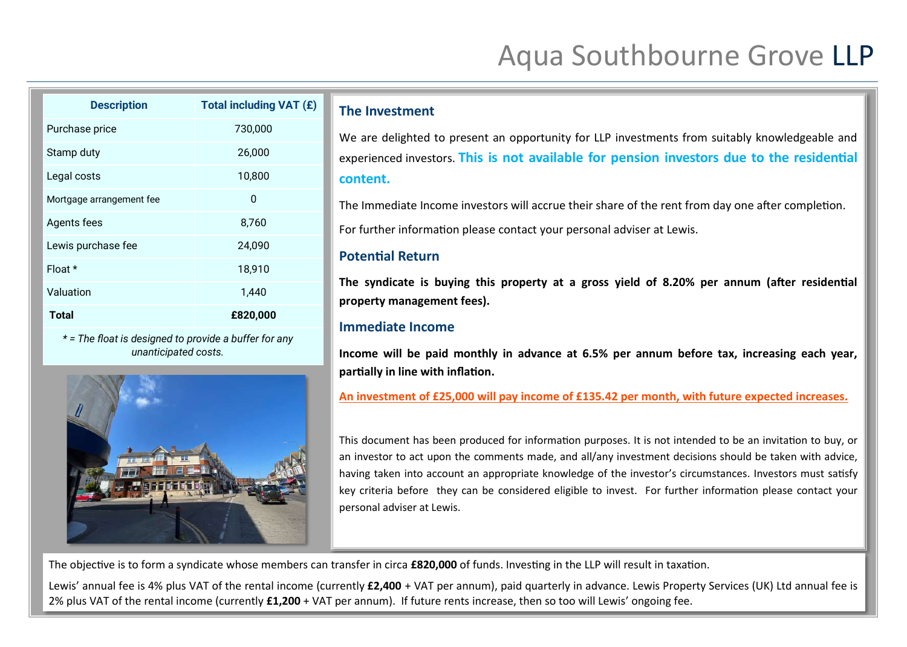# Aqua Southbourne Grove LLP

| Description | Total including VAT (£) |
|---|---|
| Purchase price | 730,000 |
| Stamp duty | 26,000 |
| Legal costs | 10,800 |
| Mortgage arrangement fee | 0 |
| Agents fees | 8,760 |
| Lewis purchase fee | 24,090 |
| Float * | 18,910 |
| Valuation | 1,440 |
| **Total** | **£820,000** |

*\* = The float is designed to provide a buffer for any unanticipated costs.*

## The Investment

We are delighted to present an opportunity for LLP investments from suitably knowledgeable and experienced investors. **This is not available for pension investors due to the residential content.**

The Immediate Income investors will accrue their share of the rent from day one after completion.

For further information please contact your personal adviser at Lewis.

## Potential Return

**The syndicate is buying this property at a gross yield of 8.20% per annum (after residential property management fees).**

## Immediate Income

**Income will be paid monthly in advance at 6.5% per annum before tax, increasing each year, partially in line with inflation.**

An investment of £25,000 will pay income of £135.42 per month, with future expected increases.

This document has been produced for information purposes. It is not intended to be an invitation to buy, or an investor to act upon the comments made, and all/any investment decisions should be taken with advice, having taken into account an appropriate knowledge of the investor's circumstances. Investors must satisfy key criteria before they can be considered eligible to invest. For further information please contact your personal adviser at Lewis.

The objective is to form a syndicate whose members can transfer in circa **£820,000** of funds. Investing in the LLP will result in taxation.

Lewis' annual fee is 4% plus VAT of the rental income (currently **£2,400** + VAT per annum), paid quarterly in advance. Lewis Property Services (UK) Ltd annual fee is 2% plus VAT of the rental income (currently **£1,200** + VAT per annum). If future rents increase, then so too will Lewis' ongoing fee.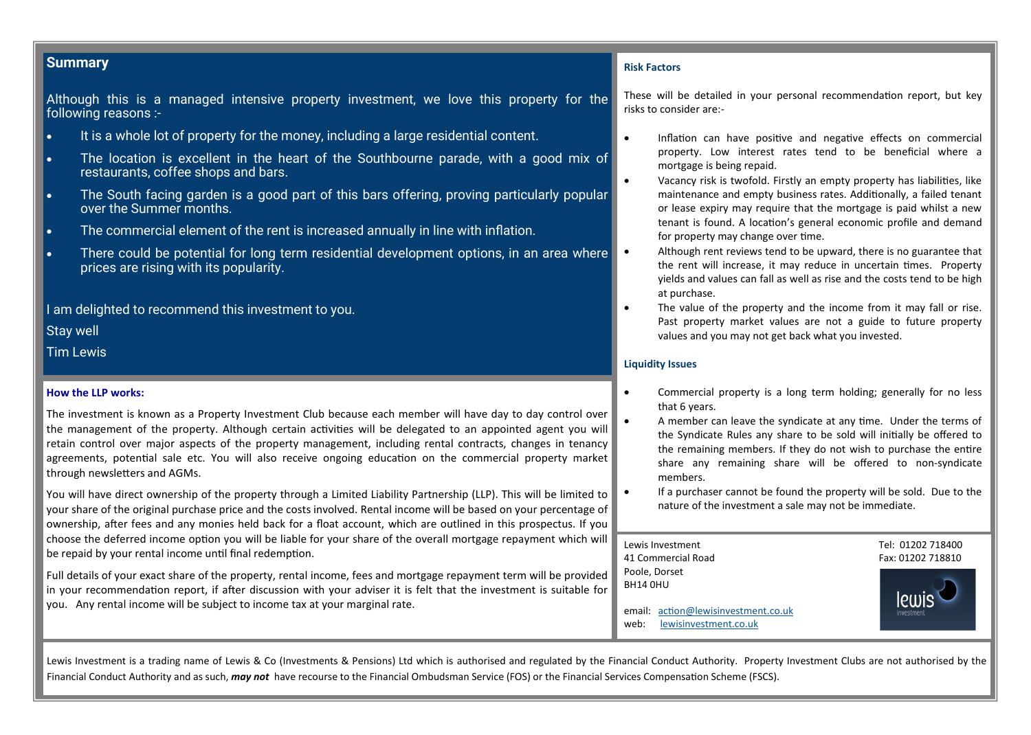## Summary

Although this is a managed intensive property investment, we love this property for the following reasons :-

- It is a whole lot of property for the money, including a large residential content.
- The location is excellent in the heart of the Southbourne parade, with a good mix of restaurants, coffee shops and bars.
- The South facing garden is a good part of this bars offering, proving particularly popular over the Summer months.
- The commercial element of the rent is increased annually in line with inflation.
- There could be potential for long term residential development options, in an area where prices are rising with its popularity.

I am delighted to recommend this investment to you.

Stay well

Tim Lewis

### How the LLP works:

The investment is known as a Property Investment Club because each member will have day to day control over the management of the property. Although certain activities will be delegated to an appointed agent you will retain control over major aspects of the property management, including rental contracts, changes in tenancy agreements, potential sale etc. You will also receive ongoing education on the commercial property market through newsletters and AGMs.

You will have direct ownership of the property through a Limited Liability Partnership (LLP). This will be limited to your share of the original purchase price and the costs involved. Rental income will be based on your percentage of ownership, after fees and any monies held back for a float account, which are outlined in this prospectus. If you choose the deferred income option you will be liable for your share of the overall mortgage repayment which will be repaid by your rental income until final redemption.

Full details of your exact share of the property, rental income, fees and mortgage repayment term will be provided in your recommendation report, if after discussion with your adviser it is felt that the investment is suitable for you. Any rental income will be subject to income tax at your marginal rate.

### Risk Factors

These will be detailed in your personal recommendation report, but key risks to consider are:-

- Inflation can have positive and negative effects on commercial property. Low interest rates tend to be beneficial where a mortgage is being repaid.
- Vacancy risk is twofold. Firstly an empty property has liabilities, like maintenance and empty business rates. Additionally, a failed tenant or lease expiry may require that the mortgage is paid whilst a new tenant is found. A location's general economic profile and demand for property may change over time.
- Although rent reviews tend to be upward, there is no guarantee that the rent will increase, it may reduce in uncertain times. Property yields and values can fall as well as rise and the costs tend to be high at purchase.
- The value of the property and the income from it may fall or rise. Past property market values are not a guide to future property values and you may not get back what you invested.

### Liquidity Issues

- Commercial property is a long term holding; generally for no less that 6 years.
- A member can leave the syndicate at any time. Under the terms of the Syndicate Rules any share to be sold will initially be offered to the remaining members. If they do not wish to purchase the entire share any remaining share will be offered to non-syndicate members.
- If a purchaser cannot be found the property will be sold. Due to the nature of the investment a sale may not be immediate.

Lewis Investment
41 Commercial Road
Poole, Dorset
BH14 0HU

Tel: 01202 718400
Fax: 01202 718810

email: action@lewisinvestment.co.uk
web: lewisinvestment.co.uk

Lewis Investment is a trading name of Lewis & Co (Investments & Pensions) Ltd which is authorised and regulated by the Financial Conduct Authority. Property Investment Clubs are not authorised by the Financial Conduct Authority and as such, ***may not*** have recourse to the Financial Ombudsman Service (FOS) or the Financial Services Compensation Scheme (FSCS).